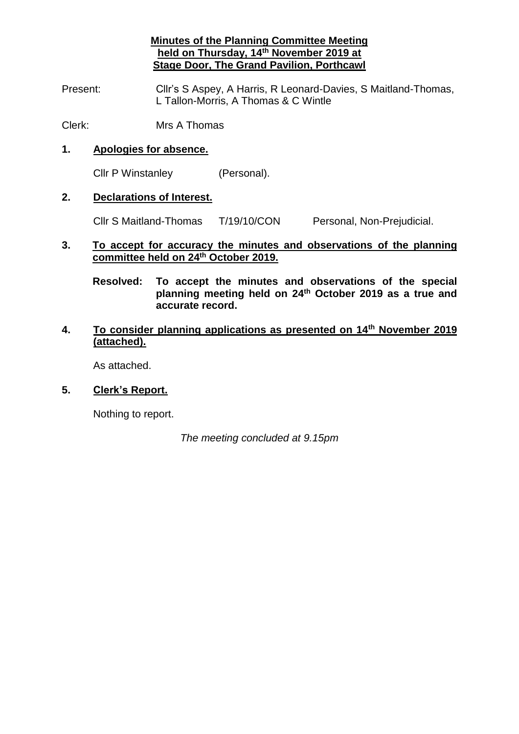# Minutes of the Planning Committee Meeting held on Thursday, 14th November 2019 at Stage Door, The Grand Pavilion, Porthcawl

Present: Cllr's S Aspey, A Harris, R Leonard-Davies, S Maitland-Thomas, L Tallon-Morris, A Thomas & C Wintle

Clerk: Mrs A Thomas

## 1. Apologies for absence.

Cllr P Winstanley (Personal).

## 2. Declarations of Interest.

Cllr S Maitland-Thomas T/19/10/CON Personal, Non-Prejudicial.

## 3. To accept for accuracy the minutes and observations of the planning committee held on 24th October 2019.

**Resolved: To accept the minutes and observations of the special planning meeting held on 24th October 2019 as a true and accurate record.**

## 4. To consider planning applications as presented on 14th November 2019 (attached).

As attached.

## 5. Clerk's Report.

Nothing to report.

*The meeting concluded at 9.15pm*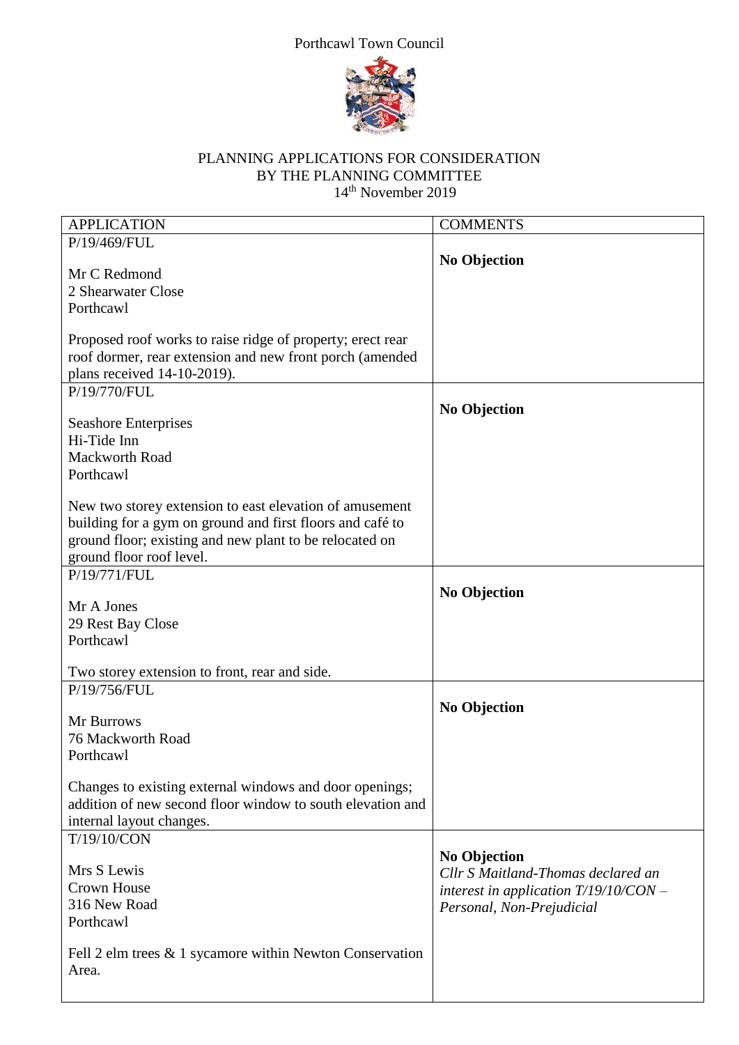Porthcawl Town Council

PLANNING APPLICATIONS FOR CONSIDERATION
BY THE PLANNING COMMITTEE
14th November 2019

| APPLICATION | COMMENTS |
| --- | --- |
| P/19/469/FUL<br><br>Mr C Redmond<br>2 Shearwater Close<br>Porthcawl<br><br>Proposed roof works to raise ridge of property; erect rear roof dormer, rear extension and new front porch (amended plans received 14-10-2019). | **No Objection** |
| P/19/770/FUL<br><br>Seashore Enterprises<br>Hi-Tide Inn<br>Mackworth Road<br>Porthcawl<br><br>New two storey extension to east elevation of amusement building for a gym on ground and first floors and café to ground floor; existing and new plant to be relocated on ground floor roof level. | **No Objection** |
| P/19/771/FUL<br><br>Mr A Jones<br>29 Rest Bay Close<br>Porthcawl<br><br>Two storey extension to front, rear and side. | **No Objection** |
| P/19/756/FUL<br><br>Mr Burrows<br>76 Mackworth Road<br>Porthcawl<br><br>Changes to existing external windows and door openings; addition of new second floor window to south elevation and internal layout changes. | **No Objection** |
| T/19/10/CON<br><br>Mrs S Lewis<br>Crown House<br>316 New Road<br>Porthcawl<br><br>Fell 2 elm trees & 1 sycamore within Newton Conservation Area. | **No Objection**<br>*Cllr S Maitland-Thomas declared an interest in application T/19/10/CON – Personal, Non-Prejudicial* |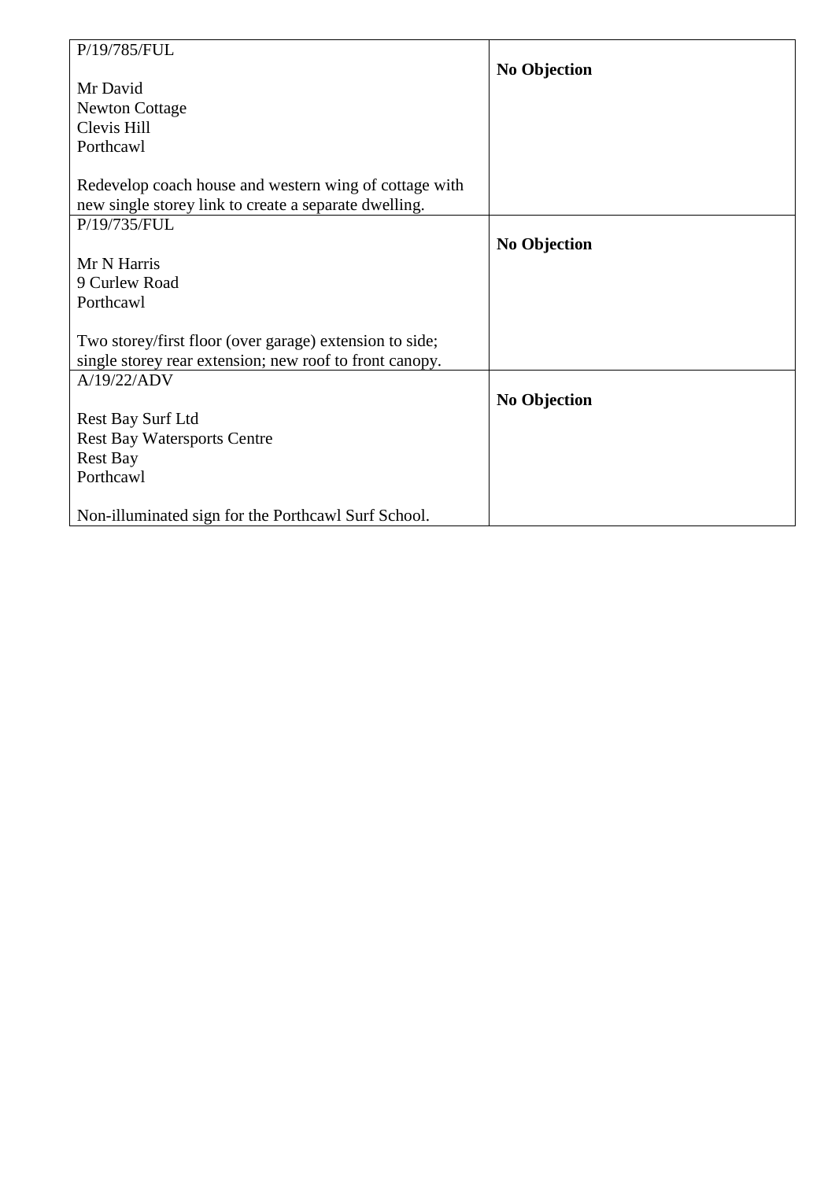| | |
|---|---|
| P/19/785/FUL<br><br>Mr David<br>Newton Cottage<br>Clevis Hill<br>Porthcawl<br><br>Redevelop coach house and western wing of cottage with new single storey link to create a separate dwelling. | **No Objection** |
| P/19/735/FUL<br><br>Mr N Harris<br>9 Curlew Road<br>Porthcawl<br><br>Two storey/first floor (over garage) extension to side; single storey rear extension; new roof to front canopy. | **No Objection** |
| A/19/22/ADV<br><br>Rest Bay Surf Ltd<br>Rest Bay Watersports Centre<br>Rest Bay<br>Porthcawl<br><br>Non-illuminated sign for the Porthcawl Surf School. | **No Objection** |